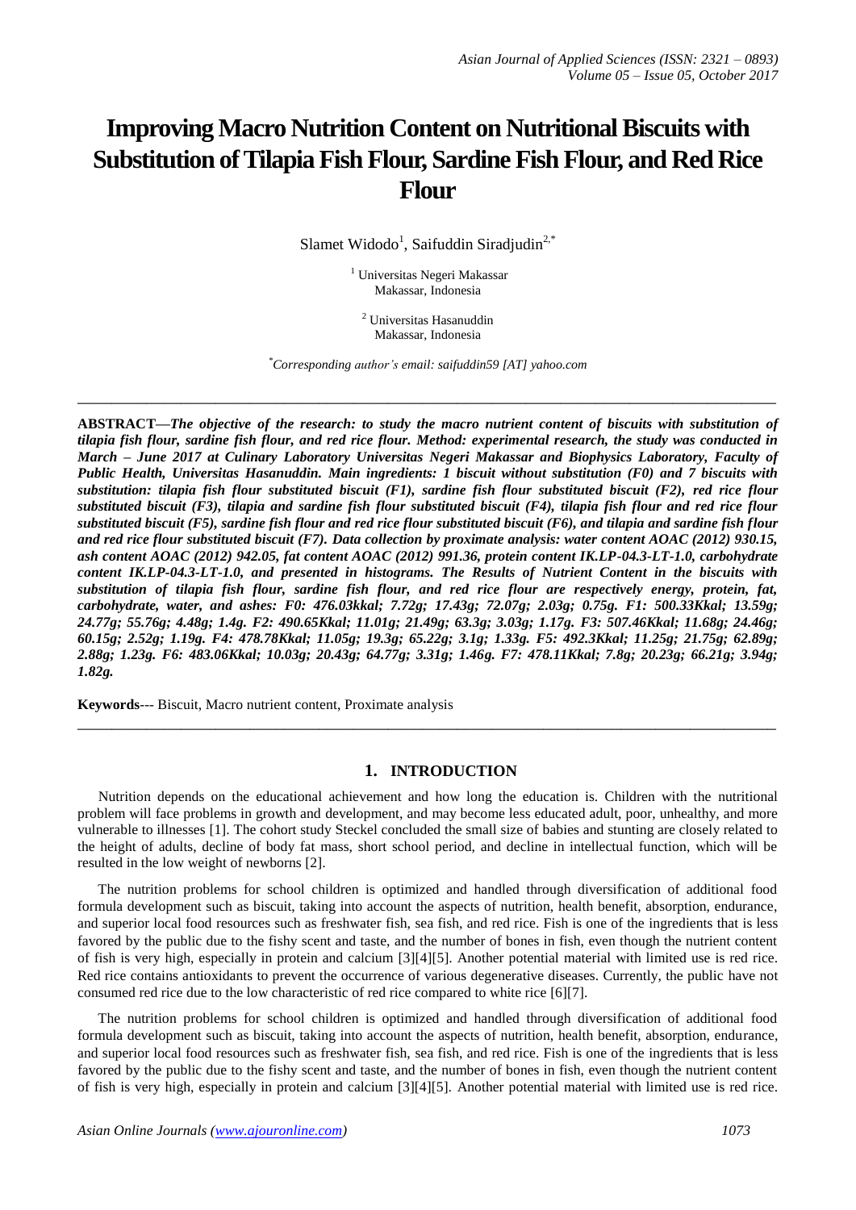# Improving Macro Nutrition Content on Nutritional Biscuits with Substitution of Tilapia Fish Flour, Sardine Fish Flour, and Red Rice Flour

Slamet Widodo[1], Saifuddin Siradjudin[2,*]

[1] Universitas Negeri Makassar
Makassar, Indonesia

[2] Universitas Hasanuddin
Makassar, Indonesia

*Corresponding author's email: saifuddin59 [AT] yahoo.com

---

**ABSTRACT—*The objective of the research: to study the macro nutrient content of biscuits with substitution of tilapia fish flour, sardine fish flour, and red rice flour. Method: experimental research, the study was conducted in March – June 2017 at Culinary Laboratory Universitas Negeri Makassar and Biophysics Laboratory, Faculty of Public Health, Universitas Hasanuddin. Main ingredients: 1 biscuit without substitution (F0) and 7 biscuits with substitution: tilapia fish flour substituted biscuit (F1), sardine fish flour substituted biscuit (F2), red rice flour substituted biscuit (F3), tilapia and sardine fish flour substituted biscuit (F4), tilapia fish flour and red rice flour substituted biscuit (F5), sardine fish flour and red rice flour substituted biscuit (F6), and tilapia and sardine fish flour and red rice flour substituted biscuit (F7). Data collection by proximate analysis: water content AOAC (2012) 930.15, ash content AOAC (2012) 942.05, fat content AOAC (2012) 991.36, protein content IK.LP-04.3-LT-1.0, carbohydrate content IK.LP-04.3-LT-1.0, and presented in histograms. The Results of Nutrient Content in the biscuits with substitution of tilapia fish flour, sardine fish flour, and red rice flour are respectively energy, protein, fat, carbohydrate, water, and ashes: F0: 476.03kkal; 7.72g; 17.43g; 72.07g; 2.03g; 0.75g. F1: 500.33Kkal; 13.59g; 24.77g; 55.76g; 4.48g; 1.4g. F2: 490.65Kkal; 11.01g; 21.49g; 63.3g; 3.03g; 1.17g. F3: 507.46Kkal; 11.68g; 24.46g; 60.15g; 2.52g; 1.19g. F4: 478.78Kkal; 11.05g; 19.3g; 65.22g; 3.1g; 1.33g. F5: 492.3Kkal; 11.25g; 21.75g; 62.89g; 2.88g; 1.23g. F6: 483.06Kkal; 10.03g; 20.43g; 64.77g; 3.31g; 1.46g. F7: 478.11Kkal; 7.8g; 20.23g; 66.21g; 3.94g; 1.82g.***

**Keywords**--- Biscuit, Macro nutrient content, Proximate analysis

---

## 1. INTRODUCTION

Nutrition depends on the educational achievement and how long the education is. Children with the nutritional problem will face problems in growth and development, and may become less educated adult, poor, unhealthy, and more vulnerable to illnesses [1]. The cohort study Steckel concluded the small size of babies and stunting are closely related to the height of adults, decline of body fat mass, short school period, and decline in intellectual function, which will be resulted in the low weight of newborns [2].

The nutrition problems for school children is optimized and handled through diversification of additional food formula development such as biscuit, taking into account the aspects of nutrition, health benefit, absorption, endurance, and superior local food resources such as freshwater fish, sea fish, and red rice. Fish is one of the ingredients that is less favored by the public due to the fishy scent and taste, and the number of bones in fish, even though the nutrient content of fish is very high, especially in protein and calcium [3][4][5]. Another potential material with limited use is red rice. Red rice contains antioxidants to prevent the occurrence of various degenerative diseases. Currently, the public have not consumed red rice due to the low characteristic of red rice compared to white rice [6][7].

The nutrition problems for school children is optimized and handled through diversification of additional food formula development such as biscuit, taking into account the aspects of nutrition, health benefit, absorption, endurance, and superior local food resources such as freshwater fish, sea fish, and red rice. Fish is one of the ingredients that is less favored by the public due to the fishy scent and taste, and the number of bones in fish, even though the nutrient content of fish is very high, especially in protein and calcium [3][4][5]. Another potential material with limited use is red rice.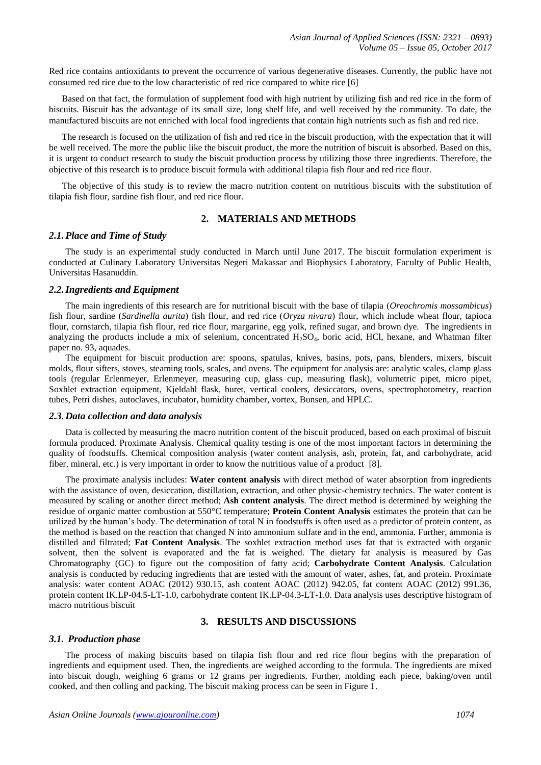Red rice contains antioxidants to prevent the occurrence of various degenerative diseases. Currently, the public have not consumed red rice due to the low characteristic of red rice compared to white rice [6]

Based on that fact, the formulation of supplement food with high nutrient by utilizing fish and red rice in the form of biscuits. Biscuit has the advantage of its small size, long shelf life, and well received by the community. To date, the manufactured biscuits are not enriched with local food ingredients that contain high nutrients such as fish and red rice.

The research is focused on the utilization of fish and red rice in the biscuit production, with the expectation that it will be well received. The more the public like the biscuit product, the more the nutrition of biscuit is absorbed. Based on this, it is urgent to conduct research to study the biscuit production process by utilizing those three ingredients. Therefore, the objective of this research is to produce biscuit formula with additional tilapia fish flour and red rice flour.

The objective of this study is to review the macro nutrition content on nutritious biscuits with the substitution of tilapia fish flour, sardine fish flour, and red rice flour.

## 2. MATERIALS AND METHODS

### *2.1. Place and Time of Study*

The study is an experimental study conducted in March until June 2017. The biscuit formulation experiment is conducted at Culinary Laboratory Universitas Negeri Makassar and Biophysics Laboratory, Faculty of Public Health, Universitas Hasanuddin.

### *2.2. Ingredients and Equipment*

The main ingredients of this research are for nutritional biscuit with the base of tilapia (*Oreochromis mossambicus*) fish flour, sardine (*Sardinella aurita*) fish flour, and red rice (*Oryza nivara*) flour, which include wheat flour, tapioca flour, cornstarch, tilapia fish flour, red rice flour, margarine, egg yolk, refined sugar, and brown dye. The ingredients in analyzing the products include a mix of selenium, concentrated $H_2SO_4$, boric acid, HCl, hexane, and Whatman filter paper no. 93, aquades.

The equipment for biscuit production are: spoons, spatulas, knives, basins, pots, pans, blenders, mixers, biscuit molds, flour sifters, stoves, steaming tools, scales, and ovens. The equipment for analysis are: analytic scales, clamp glass tools (regular Erlenmeyer, Erlenmeyer, measuring cup, glass cup, measuring flask), volumetric pipet, micro pipet, Soxhlet extraction equipment, Kjeldahl flask, buret, vertical coolers, desiccators, ovens, spectrophotometry, reaction tubes, Petri dishes, autoclaves, incubator, humidity chamber, vortex, Bunsen, and HPLC.

### *2.3. Data collection and data analysis*

Data is collected by measuring the macro nutrition content of the biscuit produced, based on each proximal of biscuit formula produced. Proximate Analysis. Chemical quality testing is one of the most important factors in determining the quality of foodstuffs. Chemical composition analysis (water content analysis, ash, protein, fat, and carbohydrate, acid fiber, mineral, etc.) is very important in order to know the nutritious value of a product [8].

The proximate analysis includes: **Water content analysis** with direct method of water absorption from ingredients with the assistance of oven, desiccation, distillation, extraction, and other physic-chemistry technics. The water content is measured by scaling or another direct method; **Ash content analysis**. The direct method is determined by weighing the residue of organic matter combustion at 550°C temperature; **Protein Content Analysis** estimates the protein that can be utilized by the human's body. The determination of total N in foodstuffs is often used as a predictor of protein content, as the method is based on the reaction that changed N into ammonium sulfate and in the end, ammonia. Further, ammonia is distilled and filtrated; **Fat Content Analysis**. The soxhlet extraction method uses fat that is extracted with organic solvent, then the solvent is evaporated and the fat is weighed. The dietary fat analysis is measured by Gas Chromatography (GC) to figure out the composition of fatty acid; **Carbohydrate Content Analysis**. Calculation analysis is conducted by reducing ingredients that are tested with the amount of water, ashes, fat, and protein. Proximate analysis: water content AOAC (2012) 930.15, ash content AOAC (2012) 942.05, fat content AOAC (2012) 991.36, protein content IK.LP-04.5-LT-1.0, carbohydrate content IK.LP-04.3-LT-1.0. Data analysis uses descriptive histogram of macro nutritious biscuit

## 3. RESULTS AND DISCUSSIONS

### *3.1. Production phase*

The process of making biscuits based on tilapia fish flour and red rice flour begins with the preparation of ingredients and equipment used. Then, the ingredients are weighed according to the formula. The ingredients are mixed into biscuit dough, weighing 6 grams or 12 grams per ingredients. Further, molding each piece, baking/oven until cooked, and then colling and packing. The biscuit making process can be seen in Figure 1.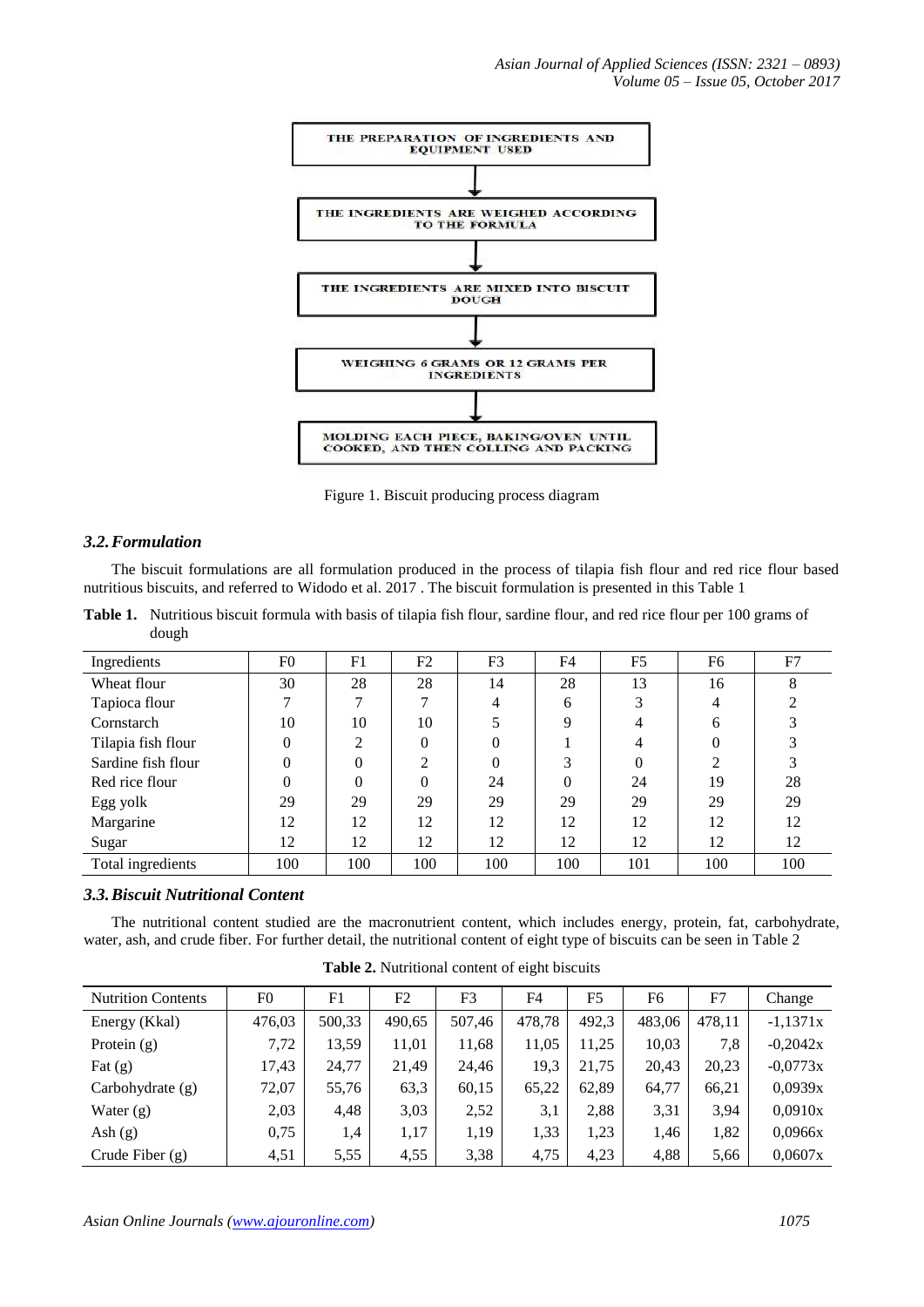THE PREPARATION OF INGREDIENTS AND EQUIPMENT USED

↓

THE INGREDIENTS ARE WEIGHED ACCORDING TO THE FORMULA

↓

THE INGREDIENTS ARE MIXED INTO BISCUIT DOUGH

↓

WEIGHING 6 GRAMS OR 12 GRAMS PER INGREDIENTS

↓

MOLDING EACH PIECE, BAKING/OVEN UNTIL COOKED, AND THEN COLLING AND PACKING

Figure 1. Biscuit producing process diagram

### *3.2. Formulation*

The biscuit formulations are all formulation produced in the process of tilapia fish flour and red rice flour based nutritious biscuits, and referred to Widodo et al. 2017 . The biscuit formulation is presented in this Table 1

**Table 1.** Nutritious biscuit formula with basis of tilapia fish flour, sardine flour, and red rice flour per 100 grams of dough

| Ingredients | F0 | F1 | F2 | F3 | F4 | F5 | F6 | F7 |
|---|---|---|---|---|---|---|---|---|
| Wheat flour | 30 | 28 | 28 | 14 | 28 | 13 | 16 | 8 |
| Tapioca flour | 7 | 7 | 7 | 4 | 6 | 3 | 4 | 2 |
| Cornstarch | 10 | 10 | 10 | 5 | 9 | 4 | 6 | 3 |
| Tilapia fish flour | 0 | 2 | 0 | 0 | 1 | 4 | 0 | 3 |
| Sardine fish flour | 0 | 0 | 2 | 0 | 3 | 0 | 2 | 3 |
| Red rice flour | 0 | 0 | 0 | 24 | 0 | 24 | 19 | 28 |
| Egg yolk | 29 | 29 | 29 | 29 | 29 | 29 | 29 | 29 |
| Margarine | 12 | 12 | 12 | 12 | 12 | 12 | 12 | 12 |
| Sugar | 12 | 12 | 12 | 12 | 12 | 12 | 12 | 12 |
| Total ingredients | 100 | 100 | 100 | 100 | 100 | 101 | 100 | 100 |

### *3.3. Biscuit Nutritional Content*

The nutritional content studied are the macronutrient content, which includes energy, protein, fat, carbohydrate, water, ash, and crude fiber. For further detail, the nutritional content of eight type of biscuits can be seen in Table 2

**Table 2.** Nutritional content of eight biscuits

| Nutrition Contents | F0 | F1 | F2 | F3 | F4 | F5 | F6 | F7 | Change |
|---|---|---|---|---|---|---|---|---|---|
| Energy (Kkal) | 476,03 | 500,33 | 490,65 | 507,46 | 478,78 | 492,3 | 483,06 | 478,11 | -1,1371x |
| Protein (g) | 7,72 | 13,59 | 11,01 | 11,68 | 11,05 | 11,25 | 10,03 | 7,8 | -0,2042x |
| Fat (g) | 17,43 | 24,77 | 21,49 | 24,46 | 19,3 | 21,75 | 20,43 | 20,23 | -0,0773x |
| Carbohydrate (g) | 72,07 | 55,76 | 63,3 | 60,15 | 65,22 | 62,89 | 64,77 | 66,21 | 0,0939x |
| Water (g) | 2,03 | 4,48 | 3,03 | 2,52 | 3,1 | 2,88 | 3,31 | 3,94 | 0,0910x |
| Ash (g) | 0,75 | 1,4 | 1,17 | 1,19 | 1,33 | 1,23 | 1,46 | 1,82 | 0,0966x |
| Crude Fiber (g) | 4,51 | 5,55 | 4,55 | 3,38 | 4,75 | 4,23 | 4,88 | 5,66 | 0,0607x |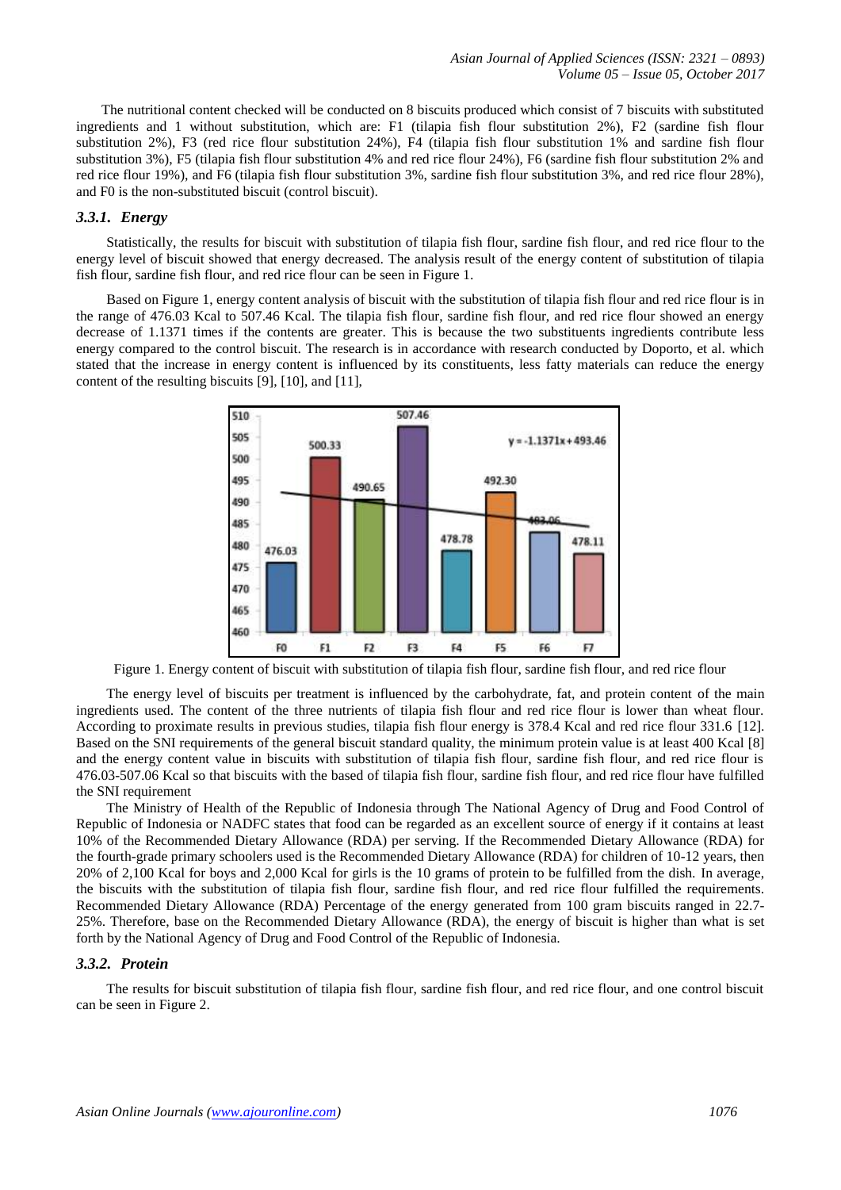The nutritional content checked will be conducted on 8 biscuits produced which consist of 7 biscuits with substituted ingredients and 1 without substitution, which are: F1 (tilapia fish flour substitution 2%), F2 (sardine fish flour substitution 2%), F3 (red rice flour substitution 24%), F4 (tilapia fish flour substitution 1% and sardine fish flour substitution 3%), F5 (tilapia fish flour substitution 4% and red rice flour 24%), F6 (sardine fish flour substitution 2% and red rice flour 19%), and F6 (tilapia fish flour substitution 3%, sardine fish flour substitution 3%, and red rice flour 28%), and F0 is the non-substituted biscuit (control biscuit).

### *3.3.1. Energy*

Statistically, the results for biscuit with substitution of tilapia fish flour, sardine fish flour, and red rice flour to the energy level of biscuit showed that energy decreased. The analysis result of the energy content of substitution of tilapia fish flour, sardine fish flour, and red rice flour can be seen in Figure 1.

Based on Figure 1, energy content analysis of biscuit with the substitution of tilapia fish flour and red rice flour is in the range of 476.03 Kcal to 507.46 Kcal. The tilapia fish flour, sardine fish flour, and red rice flour showed an energy decrease of 1.1371 times if the contents are greater. This is because the two substituents ingredients contribute less energy compared to the control biscuit. The research is in accordance with research conducted by Doporto, et al. which stated that the increase in energy content is influenced by its constituents, less fatty materials can reduce the energy content of the resulting biscuits [9], [10], and [11],

Figure 1. Energy content of biscuit with substitution of tilapia fish flour, sardine fish flour, and red rice flour

The energy level of biscuits per treatment is influenced by the carbohydrate, fat, and protein content of the main ingredients used. The content of the three nutrients of tilapia fish flour and red rice flour is lower than wheat flour. According to proximate results in previous studies, tilapia fish flour energy is 378.4 Kcal and red rice flour 331.6 [12]. Based on the SNI requirements of the general biscuit standard quality, the minimum protein value is at least 400 Kcal [8] and the energy content value in biscuits with substitution of tilapia fish flour, sardine fish flour, and red rice flour is 476.03-507.06 Kcal so that biscuits with the based of tilapia fish flour, sardine fish flour, and red rice flour have fulfilled the SNI requirement

The Ministry of Health of the Republic of Indonesia through The National Agency of Drug and Food Control of Republic of Indonesia or NADFC states that food can be regarded as an excellent source of energy if it contains at least 10% of the Recommended Dietary Allowance (RDA) per serving. If the Recommended Dietary Allowance (RDA) for the fourth-grade primary schoolers used is the Recommended Dietary Allowance (RDA) for children of 10-12 years, then 20% of 2,100 Kcal for boys and 2,000 Kcal for girls is the 10 grams of protein to be fulfilled from the dish. In average, the biscuits with the substitution of tilapia fish flour, sardine fish flour, and red rice flour fulfilled the requirements. Recommended Dietary Allowance (RDA) Percentage of the energy generated from 100 gram biscuits ranged in 22.7-25%. Therefore, base on the Recommended Dietary Allowance (RDA), the energy of biscuit is higher than what is set forth by the National Agency of Drug and Food Control of the Republic of Indonesia.

### *3.3.2. Protein*

The results for biscuit substitution of tilapia fish flour, sardine fish flour, and red rice flour, and one control biscuit can be seen in Figure 2.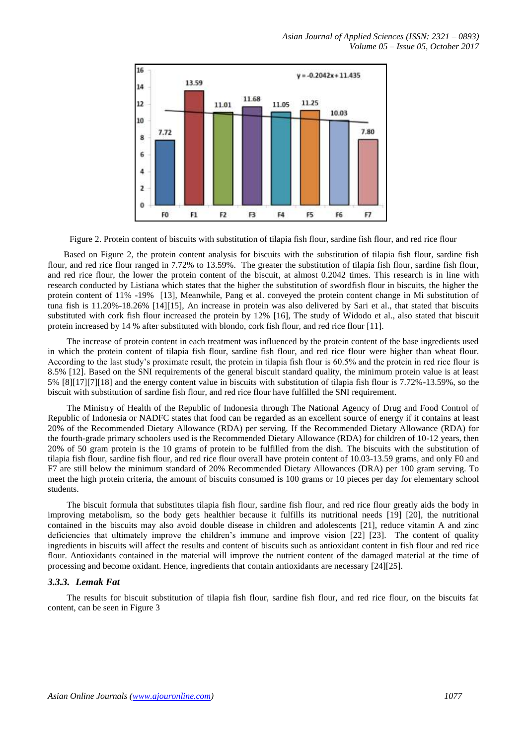Figure 2. Protein content of biscuits with substitution of tilapia fish flour, sardine fish flour, and red rice flour

Based on Figure 2, the protein content analysis for biscuits with the substitution of tilapia fish flour, sardine fish flour, and red rice flour ranged in 7.72% to 13.59%. The greater the substitution of tilapia fish flour, sardine fish flour, and red rice flour, the lower the protein content of the biscuit, at almost 0.2042 times. This research is in line with research conducted by Listiana which states that the higher the substitution of swordfish flour in biscuits, the higher the protein content of 11% -19% [13], Meanwhile, Pang et al. conveyed the protein content change in Mi substitution of tuna fish is 11.20%-18.26% [14][15], An increase in protein was also delivered by Sari et al., that stated that biscuits substituted with cork fish flour increased the protein by 12% [16], The study of Widodo et al., also stated that biscuit protein increased by 14 % after substituted with blondo, cork fish flour, and red rice flour [11].

The increase of protein content in each treatment was influenced by the protein content of the base ingredients used in which the protein content of tilapia fish flour, sardine fish flour, and red rice flour were higher than wheat flour. According to the last study's proximate result, the protein in tilapia fish flour is 60.5% and the protein in red rice flour is 8.5% [12]. Based on the SNI requirements of the general biscuit standard quality, the minimum protein value is at least 5% [8][17][7][18] and the energy content value in biscuits with substitution of tilapia fish flour is 7.72%-13.59%, so the biscuit with substitution of sardine fish flour, and red rice flour have fulfilled the SNI requirement.

The Ministry of Health of the Republic of Indonesia through The National Agency of Drug and Food Control of Republic of Indonesia or NADFC states that food can be regarded as an excellent source of energy if it contains at least 20% of the Recommended Dietary Allowance (RDA) per serving. If the Recommended Dietary Allowance (RDA) for the fourth-grade primary schoolers used is the Recommended Dietary Allowance (RDA) for children of 10-12 years, then 20% of 50 gram protein is the 10 grams of protein to be fulfilled from the dish. The biscuits with the substitution of tilapia fish flour, sardine fish flour, and red rice flour overall have protein content of 10.03-13.59 grams, and only F0 and F7 are still below the minimum standard of 20% Recommended Dietary Allowances (DRA) per 100 gram serving. To meet the high protein criteria, the amount of biscuits consumed is 100 grams or 10 pieces per day for elementary school students.

The biscuit formula that substitutes tilapia fish flour, sardine fish flour, and red rice flour greatly aids the body in improving metabolism, so the body gets healthier because it fulfills its nutritional needs [19] [20], the nutritional contained in the biscuits may also avoid double disease in children and adolescents [21], reduce vitamin A and zinc deficiencies that ultimately improve the children's immune and improve vision [22] [23]. The content of quality ingredients in biscuits will affect the results and content of biscuits such as antioxidant content in fish flour and red rice flour. Antioxidants contained in the material will improve the nutrient content of the damaged material at the time of processing and become oxidant. Hence, ingredients that contain antioxidants are necessary [24][25].

### *3.3.3. Lemak Fat*

The results for biscuit substitution of tilapia fish flour, sardine fish flour, and red rice flour, on the biscuits fat content, can be seen in Figure 3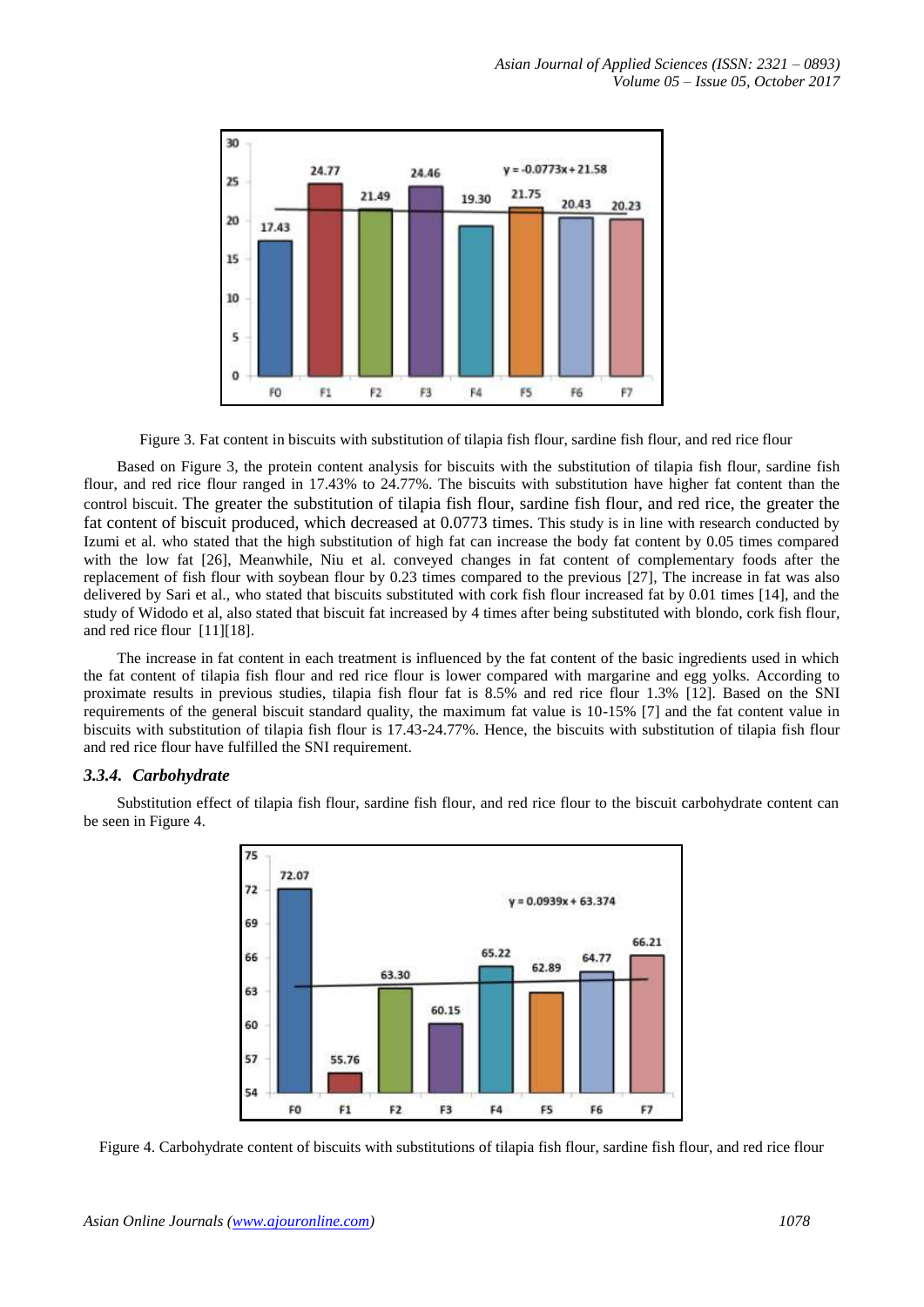Figure 3. Fat content in biscuits with substitution of tilapia fish flour, sardine fish flour, and red rice flour

Based on Figure 3, the protein content analysis for biscuits with the substitution of tilapia fish flour, sardine fish flour, and red rice flour ranged in 17.43% to 24.77%. The biscuits with substitution have higher fat content than the control biscuit. The greater the substitution of tilapia fish flour, sardine fish flour, and red rice, the greater the fat content of biscuit produced, which decreased at 0.0773 times. This study is in line with research conducted by Izumi et al. who stated that the high substitution of high fat can increase the body fat content by 0.05 times compared with the low fat [26], Meanwhile, Niu et al. conveyed changes in fat content of complementary foods after the replacement of fish flour with soybean flour by 0.23 times compared to the previous [27], The increase in fat was also delivered by Sari et al., who stated that biscuits substituted with cork fish flour increased fat by 0.01 times [14], and the study of Widodo et al, also stated that biscuit fat increased by 4 times after being substituted with blondo, cork fish flour, and red rice flour [11][18].

The increase in fat content in each treatment is influenced by the fat content of the basic ingredients used in which the fat content of tilapia fish flour and red rice flour is lower compared with margarine and egg yolks. According to proximate results in previous studies, tilapia fish flour fat is 8.5% and red rice flour 1.3% [12]. Based on the SNI requirements of the general biscuit standard quality, the maximum fat value is 10-15% [7] and the fat content value in biscuits with substitution of tilapia fish flour is 17.43-24.77%. Hence, the biscuits with substitution of tilapia fish flour and red rice flour have fulfilled the SNI requirement.

### *3.3.4. Carbohydrate*

Substitution effect of tilapia fish flour, sardine fish flour, and red rice flour to the biscuit carbohydrate content can be seen in Figure 4.

Figure 4. Carbohydrate content of biscuits with substitutions of tilapia fish flour, sardine fish flour, and red rice flour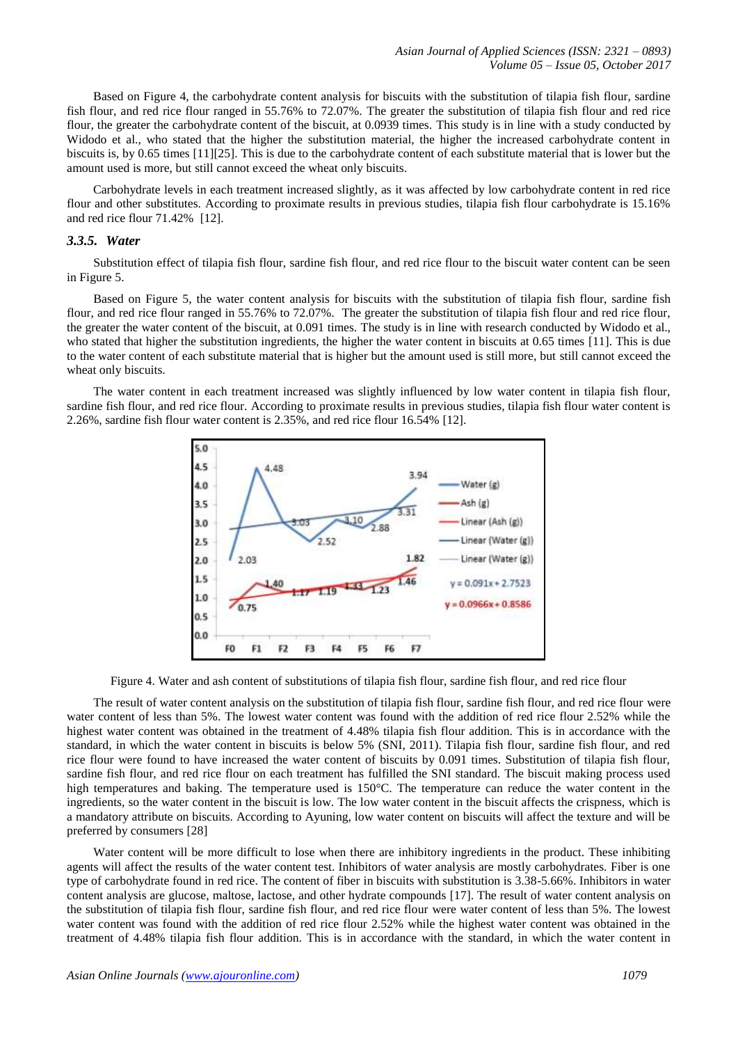Based on Figure 4, the carbohydrate content analysis for biscuits with the substitution of tilapia fish flour, sardine fish flour, and red rice flour ranged in 55.76% to 72.07%. The greater the substitution of tilapia fish flour and red rice flour, the greater the carbohydrate content of the biscuit, at 0.0939 times. This study is in line with a study conducted by Widodo et al., who stated that the higher the substitution material, the higher the increased carbohydrate content in biscuits is, by 0.65 times [11][25]. This is due to the carbohydrate content of each substitute material that is lower but the amount used is more, but still cannot exceed the wheat only biscuits.

Carbohydrate levels in each treatment increased slightly, as it was affected by low carbohydrate content in red rice flour and other substitutes. According to proximate results in previous studies, tilapia fish flour carbohydrate is 15.16% and red rice flour 71.42% [12].

### *3.3.5. Water*

Substitution effect of tilapia fish flour, sardine fish flour, and red rice flour to the biscuit water content can be seen in Figure 5.

Based on Figure 5, the water content analysis for biscuits with the substitution of tilapia fish flour, sardine fish flour, and red rice flour ranged in 55.76% to 72.07%. The greater the substitution of tilapia fish flour and red rice flour, the greater the water content of the biscuit, at 0.091 times. The study is in line with research conducted by Widodo et al., who stated that higher the substitution ingredients, the higher the water content in biscuits at 0.65 times [11]. This is due to the water content of each substitute material that is higher but the amount used is still more, but still cannot exceed the wheat only biscuits.

The water content in each treatment increased was slightly influenced by low water content in tilapia fish flour, sardine fish flour, and red rice flour. According to proximate results in previous studies, tilapia fish flour water content is 2.26%, sardine fish flour water content is 2.35%, and red rice flour 16.54% [12].

Figure 4. Water and ash content of substitutions of tilapia fish flour, sardine fish flour, and red rice flour

The result of water content analysis on the substitution of tilapia fish flour, sardine fish flour, and red rice flour were water content of less than 5%. The lowest water content was found with the addition of red rice flour 2.52% while the highest water content was obtained in the treatment of 4.48% tilapia fish flour addition. This is in accordance with the standard, in which the water content in biscuits is below 5% (SNI, 2011). Tilapia fish flour, sardine fish flour, and red rice flour were found to have increased the water content of biscuits by 0.091 times. Substitution of tilapia fish flour, sardine fish flour, and red rice flour on each treatment has fulfilled the SNI standard. The biscuit making process used high temperatures and baking. The temperature used is 150°C. The temperature can reduce the water content in the ingredients, so the water content in the biscuit is low. The low water content in the biscuit affects the crispness, which is a mandatory attribute on biscuits. According to Ayuning, low water content on biscuits will affect the texture and will be preferred by consumers [28]

Water content will be more difficult to lose when there are inhibitory ingredients in the product. These inhibiting agents will affect the results of the water content test. Inhibitors of water analysis are mostly carbohydrates. Fiber is one type of carbohydrate found in red rice. The content of fiber in biscuits with substitution is 3.38-5.66%. Inhibitors in water content analysis are glucose, maltose, lactose, and other hydrate compounds [17]. The result of water content analysis on the substitution of tilapia fish flour, sardine fish flour, and red rice flour were water content of less than 5%. The lowest water content was found with the addition of red rice flour 2.52% while the highest water content was obtained in the treatment of 4.48% tilapia fish flour addition. This is in accordance with the standard, in which the water content in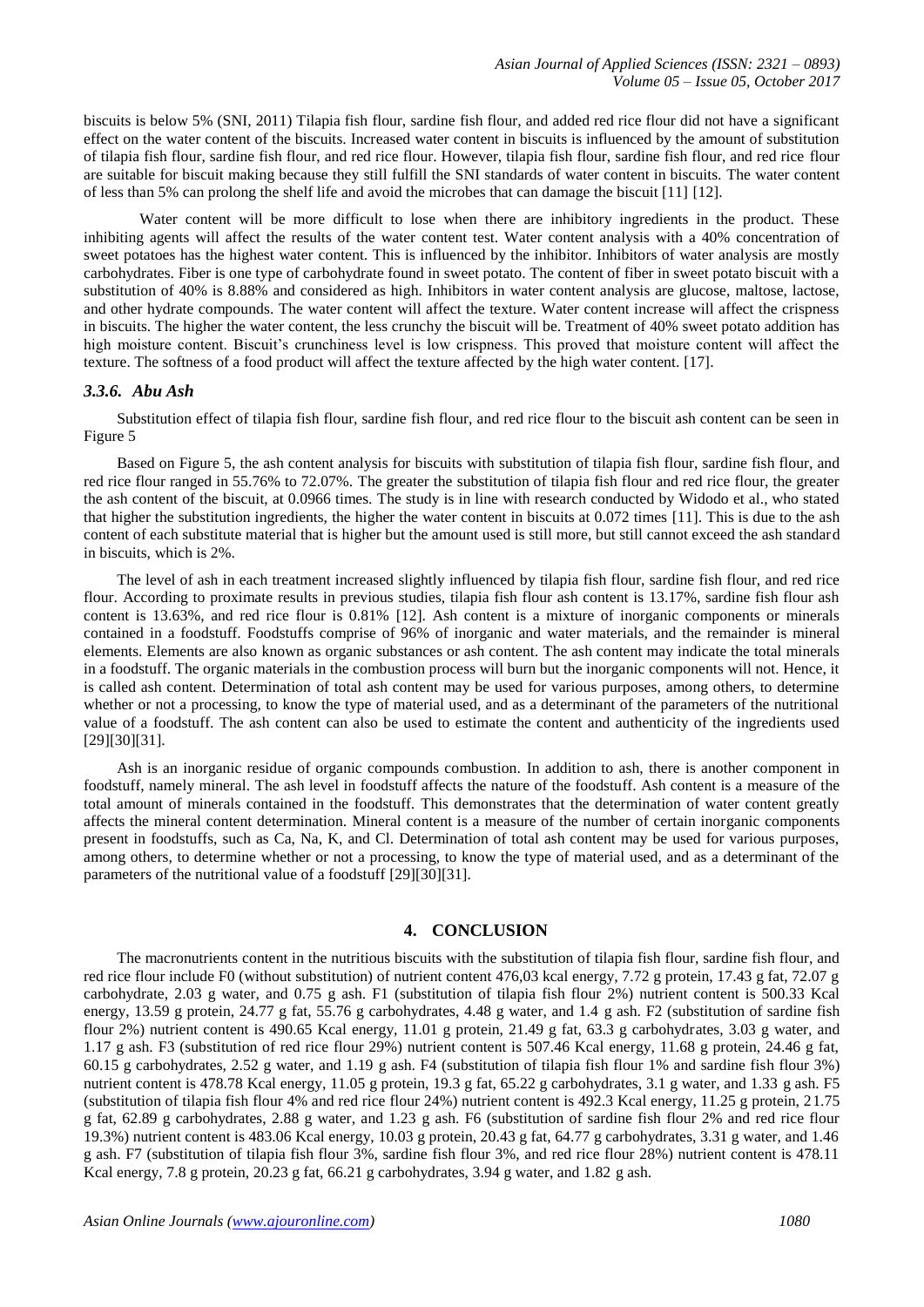biscuits is below 5% (SNI, 2011) Tilapia fish flour, sardine fish flour, and added red rice flour did not have a significant effect on the water content of the biscuits. Increased water content in biscuits is influenced by the amount of substitution of tilapia fish flour, sardine fish flour, and red rice flour. However, tilapia fish flour, sardine fish flour, and red rice flour are suitable for biscuit making because they still fulfill the SNI standards of water content in biscuits. The water content of less than 5% can prolong the shelf life and avoid the microbes that can damage the biscuit [11] [12].

Water content will be more difficult to lose when there are inhibitory ingredients in the product. These inhibiting agents will affect the results of the water content test. Water content analysis with a 40% concentration of sweet potatoes has the highest water content. This is influenced by the inhibitor. Inhibitors of water analysis are mostly carbohydrates. Fiber is one type of carbohydrate found in sweet potato. The content of fiber in sweet potato biscuit with a substitution of 40% is 8.88% and considered as high. Inhibitors in water content analysis are glucose, maltose, lactose, and other hydrate compounds. The water content will affect the texture. Water content increase will affect the crispness in biscuits. The higher the water content, the less crunchy the biscuit will be. Treatment of 40% sweet potato addition has high moisture content. Biscuit's crunchiness level is low crispness. This proved that moisture content will affect the texture. The softness of a food product will affect the texture affected by the high water content. [17].

### *3.3.6. Abu Ash*

Substitution effect of tilapia fish flour, sardine fish flour, and red rice flour to the biscuit ash content can be seen in Figure 5

Based on Figure 5, the ash content analysis for biscuits with substitution of tilapia fish flour, sardine fish flour, and red rice flour ranged in 55.76% to 72.07%. The greater the substitution of tilapia fish flour and red rice flour, the greater the ash content of the biscuit, at 0.0966 times. The study is in line with research conducted by Widodo et al., who stated that higher the substitution ingredients, the higher the water content in biscuits at 0.072 times [11]. This is due to the ash content of each substitute material that is higher but the amount used is still more, but still cannot exceed the ash standard in biscuits, which is 2%.

The level of ash in each treatment increased slightly influenced by tilapia fish flour, sardine fish flour, and red rice flour. According to proximate results in previous studies, tilapia fish flour ash content is 13.17%, sardine fish flour ash content is 13.63%, and red rice flour is 0.81% [12]. Ash content is a mixture of inorganic components or minerals contained in a foodstuff. Foodstuffs comprise of 96% of inorganic and water materials, and the remainder is mineral elements. Elements are also known as organic substances or ash content. The ash content may indicate the total minerals in a foodstuff. The organic materials in the combustion process will burn but the inorganic components will not. Hence, it is called ash content. Determination of total ash content may be used for various purposes, among others, to determine whether or not a processing, to know the type of material used, and as a determinant of the parameters of the nutritional value of a foodstuff. The ash content can also be used to estimate the content and authenticity of the ingredients used [29][30][31].

Ash is an inorganic residue of organic compounds combustion. In addition to ash, there is another component in foodstuff, namely mineral. The ash level in foodstuff affects the nature of the foodstuff. Ash content is a measure of the total amount of minerals contained in the foodstuff. This demonstrates that the determination of water content greatly affects the mineral content determination. Mineral content is a measure of the number of certain inorganic components present in foodstuffs, such as Ca, Na, K, and Cl. Determination of total ash content may be used for various purposes, among others, to determine whether or not a processing, to know the type of material used, and as a determinant of the parameters of the nutritional value of a foodstuff [29][30][31].

## 4. CONCLUSION

The macronutrients content in the nutritious biscuits with the substitution of tilapia fish flour, sardine fish flour, and red rice flour include F0 (without substitution) of nutrient content 476,03 kcal energy, 7.72 g protein, 17.43 g fat, 72.07 g carbohydrate, 2.03 g water, and 0.75 g ash. F1 (substitution of tilapia fish flour 2%) nutrient content is 500.33 Kcal energy, 13.59 g protein, 24.77 g fat, 55.76 g carbohydrates, 4.48 g water, and 1.4 g ash. F2 (substitution of sardine fish flour 2%) nutrient content is 490.65 Kcal energy, 11.01 g protein, 21.49 g fat, 63.3 g carbohydrates, 3.03 g water, and 1.17 g ash. F3 (substitution of red rice flour 29%) nutrient content is 507.46 Kcal energy, 11.68 g protein, 24.46 g fat, 60.15 g carbohydrates, 2.52 g water, and 1.19 g ash. F4 (substitution of tilapia fish flour 1% and sardine fish flour 3%) nutrient content is 478.78 Kcal energy, 11.05 g protein, 19.3 g fat, 65.22 g carbohydrates, 3.1 g water, and 1.33 g ash. F5 (substitution of tilapia fish flour 4% and red rice flour 24%) nutrient content is 492.3 Kcal energy, 11.25 g protein, 21.75 g fat, 62.89 g carbohydrates, 2.88 g water, and 1.23 g ash. F6 (substitution of sardine fish flour 2% and red rice flour 19.3%) nutrient content is 483.06 Kcal energy, 10.03 g protein, 20.43 g fat, 64.77 g carbohydrates, 3.31 g water, and 1.46 g ash. F7 (substitution of tilapia fish flour 3%, sardine fish flour 3%, and red rice flour 28%) nutrient content is 478.11 Kcal energy, 7.8 g protein, 20.23 g fat, 66.21 g carbohydrates, 3.94 g water, and 1.82 g ash.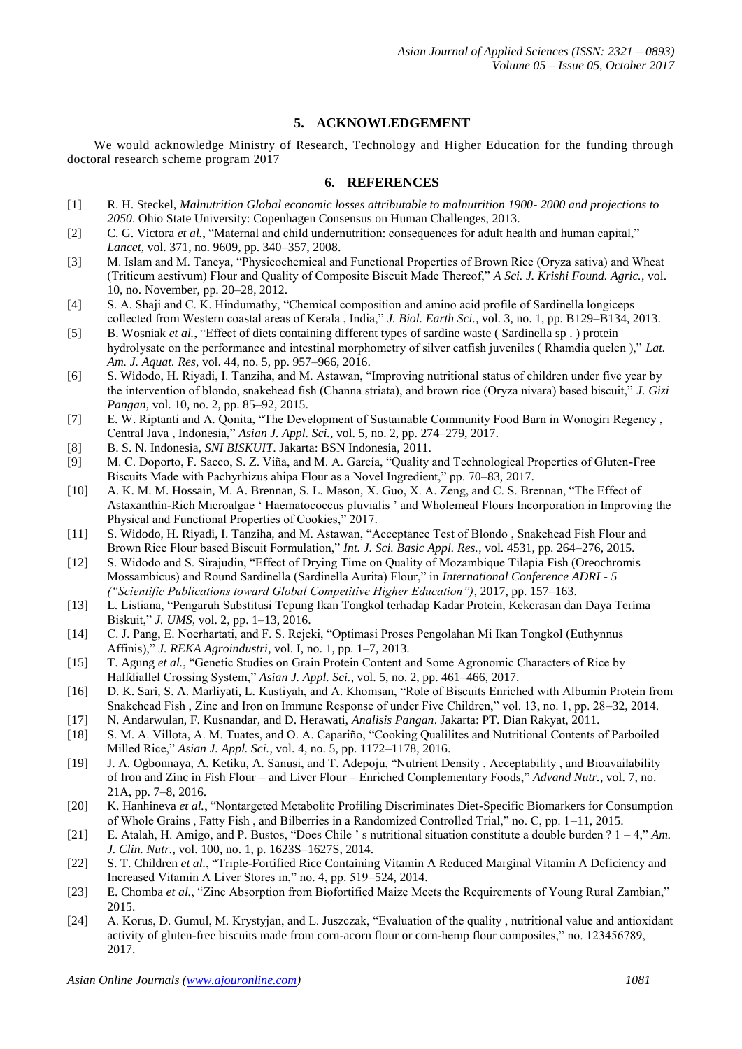## 5. ACKNOWLEDGEMENT

We would acknowledge Ministry of Research, Technology and Higher Education for the funding through doctoral research scheme program 2017

## 6. REFERENCES

[1] R. H. Steckel, *Malnutrition Global economic losses attributable to malnutrition 1900- 2000 and projections to 2050*. Ohio State University: Copenhagen Consensus on Human Challenges, 2013.

[2] C. G. Victora *et al.*, "Maternal and child undernutrition: consequences for adult health and human capital," *Lancet*, vol. 371, no. 9609, pp. 340–357, 2008.

[3] M. Islam and M. Taneya, "Physicochemical and Functional Properties of Brown Rice (Oryza sativa) and Wheat (Triticum aestivum) Flour and Quality of Composite Biscuit Made Thereof," *A Sci. J. Krishi Found. Agric.*, vol. 10, no. November, pp. 20–28, 2012.

[4] S. A. Shaji and C. K. Hindumathy, "Chemical composition and amino acid profile of Sardinella longiceps collected from Western coastal areas of Kerala , India," *J. Biol. Earth Sci.*, vol. 3, no. 1, pp. B129–B134, 2013.

[5] B. Wosniak *et al.*, "Effect of diets containing different types of sardine waste ( Sardinella sp . ) protein hydrolysate on the performance and intestinal morphometry of silver catfish juveniles ( Rhamdia quelen )," *Lat. Am. J. Aquat. Res*, vol. 44, no. 5, pp. 957–966, 2016.

[6] S. Widodo, H. Riyadi, I. Tanziha, and M. Astawan, "Improving nutritional status of children under five year by the intervention of blondo, snakehead fish (Channa striata), and brown rice (Oryza nivara) based biscuit," *J. Gizi Pangan*, vol. 10, no. 2, pp. 85–92, 2015.

[7] E. W. Riptanti and A. Qonita, "The Development of Sustainable Community Food Barn in Wonogiri Regency , Central Java , Indonesia," *Asian J. Appl. Sci.*, vol. 5, no. 2, pp. 274–279, 2017.

[8] B. S. N. Indonesia, *SNI BISKUIT*. Jakarta: BSN Indonesia, 2011.

[9] M. C. Doporto, F. Sacco, S. Z. Viña, and M. A. García, "Quality and Technological Properties of Gluten-Free Biscuits Made with Pachyrhizus ahipa Flour as a Novel Ingredient," pp. 70–83, 2017.

[10] A. K. M. M. Hossain, M. A. Brennan, S. L. Mason, X. Guo, X. A. Zeng, and C. S. Brennan, "The Effect of Astaxanthin-Rich Microalgae ' Haematococcus pluvialis ' and Wholemeal Flours Incorporation in Improving the Physical and Functional Properties of Cookies," 2017.

[11] S. Widodo, H. Riyadi, I. Tanziha, and M. Astawan, "Acceptance Test of Blondo , Snakehead Fish Flour and Brown Rice Flour based Biscuit Formulation," *Int. J. Sci. Basic Appl. Res.*, vol. 4531, pp. 264–276, 2015.

[12] S. Widodo and S. Sirajudin, "Effect of Drying Time on Quality of Mozambique Tilapia Fish (Oreochromis Mossambicus) and Round Sardinella (Sardinella Aurita) Flour," in *International Conference ADRI - 5 ("Scientific Publications toward Global Competitive Higher Education")*, 2017, pp. 157–163.

[13] L. Listiana, "Pengaruh Substitusi Tepung Ikan Tongkol terhadap Kadar Protein, Kekerasan dan Daya Terima Biskuit," *J. UMS*, vol. 2, pp. 1–13, 2016.

[14] C. J. Pang, E. Noerhartati, and F. S. Rejeki, "Optimasi Proses Pengolahan Mi Ikan Tongkol (Euthynnus Affinis)," *J. REKA Agroindustri*, vol. I, no. 1, pp. 1–7, 2013.

[15] T. Agung *et al.*, "Genetic Studies on Grain Protein Content and Some Agronomic Characters of Rice by Halfdiallel Crossing System," *Asian J. Appl. Sci.*, vol. 5, no. 2, pp. 461–466, 2017.

[16] D. K. Sari, S. A. Marliyati, L. Kustiyah, and A. Khomsan, "Role of Biscuits Enriched with Albumin Protein from Snakehead Fish , Zinc and Iron on Immune Response of under Five Children," vol. 13, no. 1, pp. 28–32, 2014.

[17] N. Andarwulan, F. Kusnandar, and D. Herawati, *Analisis Pangan*. Jakarta: PT. Dian Rakyat, 2011.

[18] S. M. A. Villota, A. M. Tuates, and O. A. Capariño, "Cooking Qualilites and Nutritional Contents of Parboiled Milled Rice," *Asian J. Appl. Sci.*, vol. 4, no. 5, pp. 1172–1178, 2016.

[19] J. A. Ogbonnaya, A. Ketiku, A. Sanusi, and T. Adepoju, "Nutrient Density , Acceptability , and Bioavailability of Iron and Zinc in Fish Flour – and Liver Flour – Enriched Complementary Foods," *Advand Nutr.*, vol. 7, no. 21A, pp. 7–8, 2016.

[20] K. Hanhineva *et al.*, "Nontargeted Metabolite Profiling Discriminates Diet-Specific Biomarkers for Consumption of Whole Grains , Fatty Fish , and Bilberries in a Randomized Controlled Trial," no. C, pp. 1–11, 2015.

[21] E. Atalah, H. Amigo, and P. Bustos, "Does Chile ' s nutritional situation constitute a double burden ? 1 – 4," *Am. J. Clin. Nutr.*, vol. 100, no. 1, p. 1623S–1627S, 2014.

[22] S. T. Children *et al.*, "Triple-Fortified Rice Containing Vitamin A Reduced Marginal Vitamin A Deficiency and Increased Vitamin A Liver Stores in," no. 4, pp. 519–524, 2014.

[23] E. Chomba *et al.*, "Zinc Absorption from Biofortified Maize Meets the Requirements of Young Rural Zambian," 2015.

[24] A. Korus, D. Gumul, M. Krystyjan, and L. Juszczak, "Evaluation of the quality , nutritional value and antioxidant activity of gluten-free biscuits made from corn-acorn flour or corn-hemp flour composites," no. 123456789, 2017.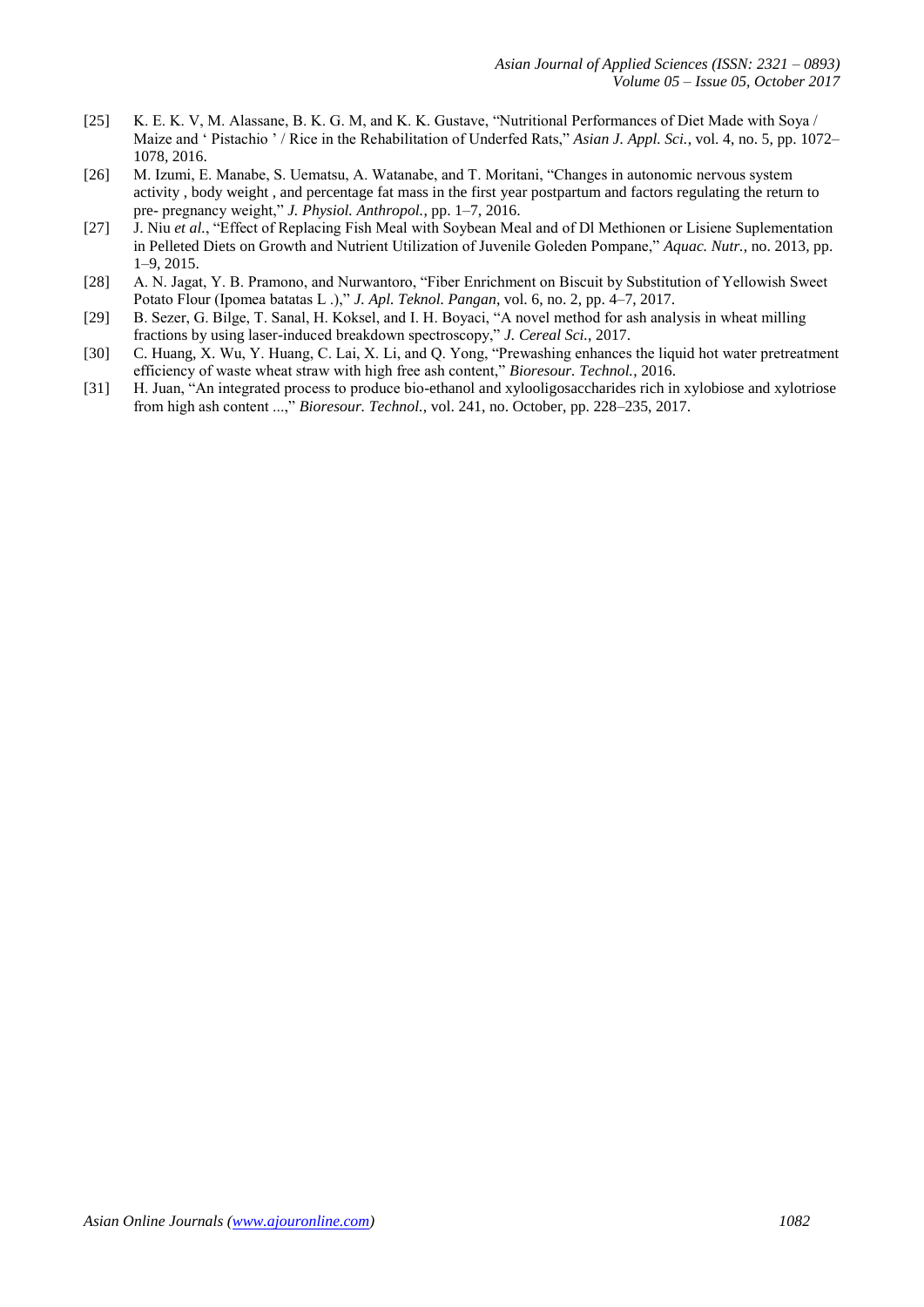[25] K. E. K. V, M. Alassane, B. K. G. M, and K. K. Gustave, "Nutritional Performances of Diet Made with Soya / Maize and ' Pistachio ' / Rice in the Rehabilitation of Underfed Rats," *Asian J. Appl. Sci.*, vol. 4, no. 5, pp. 1072–1078, 2016.

[26] M. Izumi, E. Manabe, S. Uematsu, A. Watanabe, and T. Moritani, "Changes in autonomic nervous system activity , body weight , and percentage fat mass in the first year postpartum and factors regulating the return to pre- pregnancy weight," *J. Physiol. Anthropol.*, pp. 1–7, 2016.

[27] J. Niu *et al.*, "Effect of Replacing Fish Meal with Soybean Meal and of Dl Methionen or Lisiene Suplementation in Pelleted Diets on Growth and Nutrient Utilization of Juvenile Goleden Pompane," *Aquac. Nutr.*, no. 2013, pp. 1–9, 2015.

[28] A. N. Jagat, Y. B. Pramono, and Nurwantoro, "Fiber Enrichment on Biscuit by Substitution of Yellowish Sweet Potato Flour (Ipomea batatas L .)," *J. Apl. Teknol. Pangan*, vol. 6, no. 2, pp. 4–7, 2017.

[29] B. Sezer, G. Bilge, T. Sanal, H. Koksel, and I. H. Boyaci, "A novel method for ash analysis in wheat milling fractions by using laser-induced breakdown spectroscopy," *J. Cereal Sci.*, 2017.

[30] C. Huang, X. Wu, Y. Huang, C. Lai, X. Li, and Q. Yong, "Prewashing enhances the liquid hot water pretreatment efficiency of waste wheat straw with high free ash content," *Bioresour. Technol.*, 2016.

[31] H. Juan, "An integrated process to produce bio-ethanol and xylooligosaccharides rich in xylobiose and xylotriose from high ash content ...," *Bioresour. Technol.*, vol. 241, no. October, pp. 228–235, 2017.